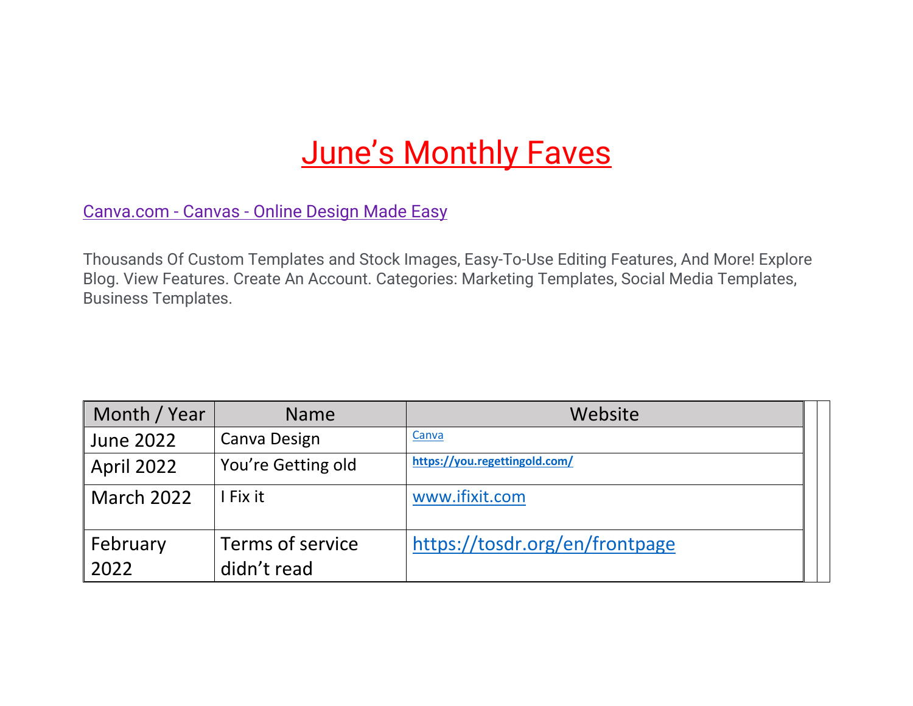# June's Monthly Faves

Canva.com - Canvas - Online Design Made Easy

Thousands Of Custom Templates and Stock Images, Easy-To-Use Editing Features, And More! Explore Blog. View Features. Create An Account. Categories: Marketing Templates, Social Media Templates, Business Templates.

| Month / Year | Name | Website |
|---|---|---|
| June 2022 | Canva Design | Canva |
| April 2022 | You're Getting old | https://you.regettingold.com/ |
| March 2022 | I Fix it | www.ifixit.com |
| February 2022 | Terms of service didn't read | https://tosdr.org/en/frontpage |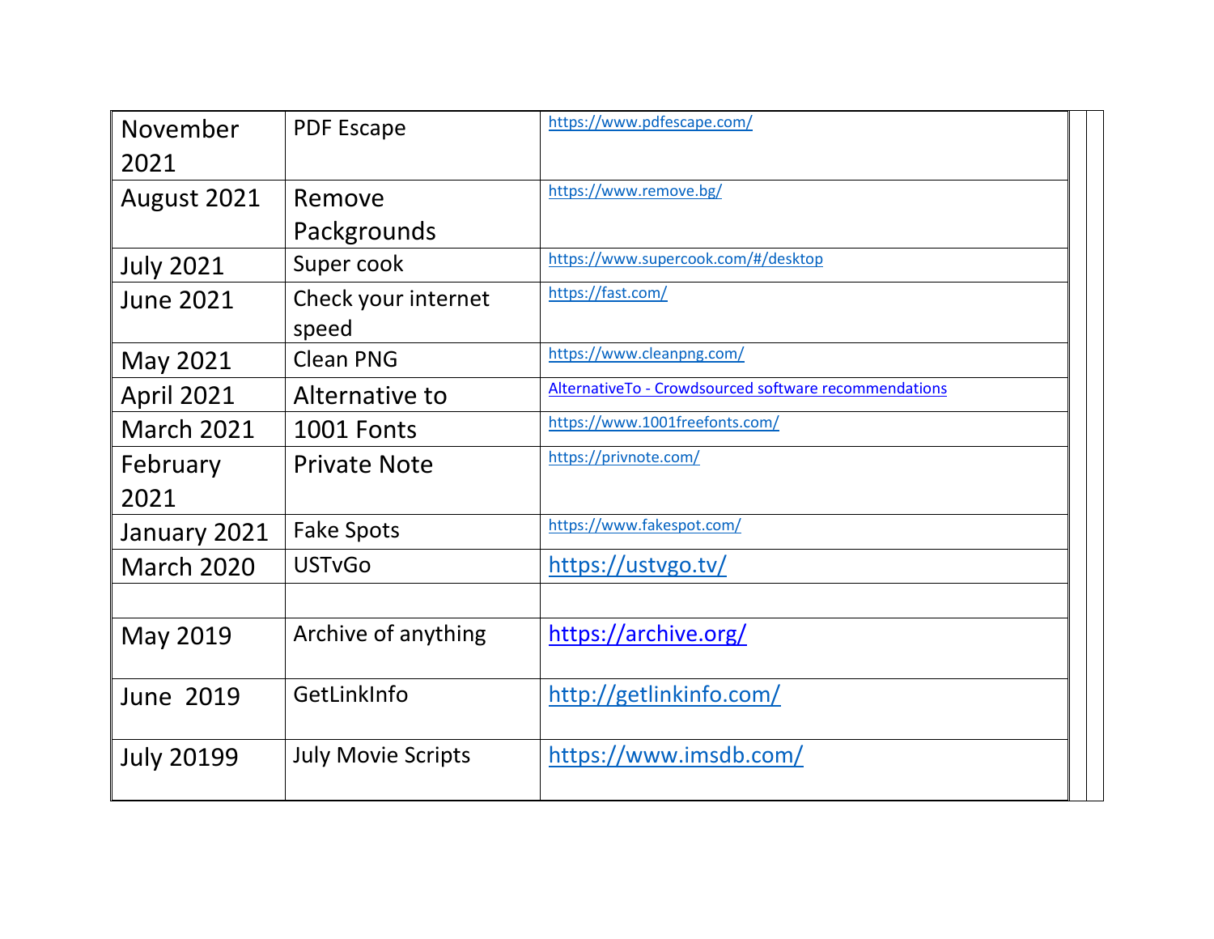| November 2021 | PDF Escape | https://www.pdfescape.com/ |
|---|---|---|
| August 2021 | Remove Packgrounds | https://www.remove.bg/ |
| July 2021 | Super cook | https://www.supercook.com/#/desktop |
| June 2021 | Check your internet speed | https://fast.com/ |
| May 2021 | Clean PNG | https://www.cleanpng.com/ |
| April 2021 | Alternative to | AlternativeTo - Crowdsourced software recommendations |
| March 2021 | 1001 Fonts | https://www.1001freefonts.com/ |
| February 2021 | Private Note | https://privnote.com/ |
| January 2021 | Fake Spots | https://www.fakespot.com/ |
| March 2020 | USTvGo | https://ustvgo.tv/ |
| | | |
| May 2019 | Archive of anything | https://archive.org/ |
| June 2019 | GetLinkInfo | http://getlinkinfo.com/ |
| July 20199 | July Movie Scripts | https://www.imsdb.com/ |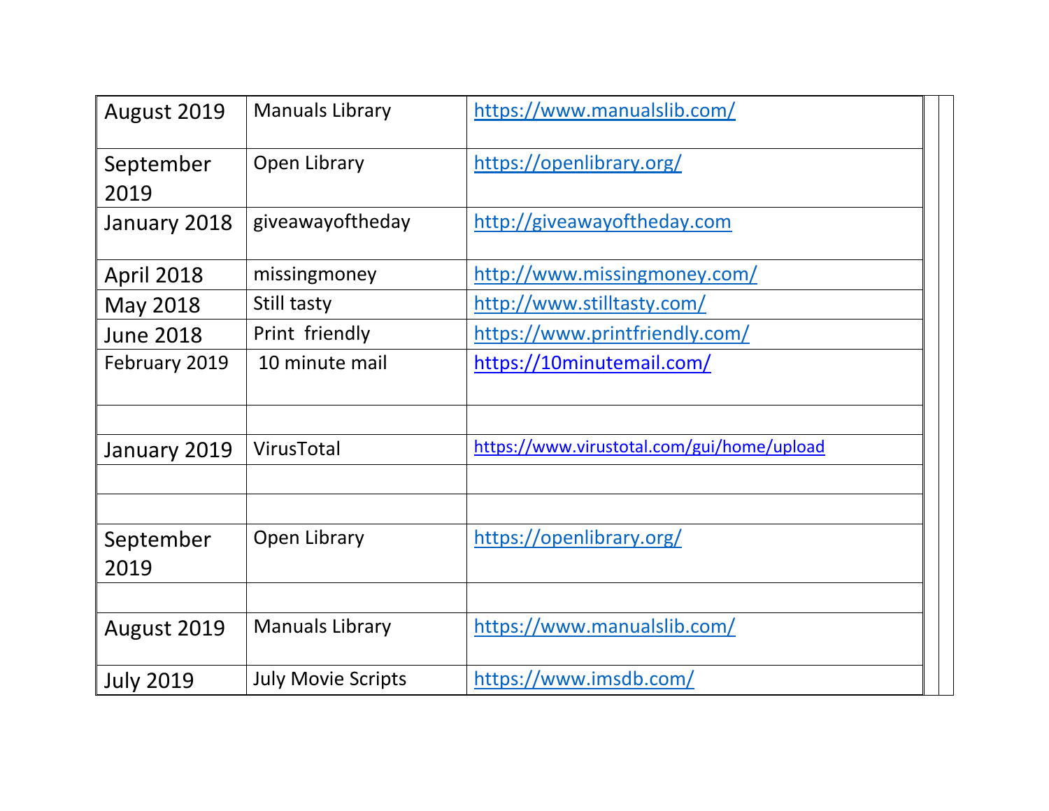| | | | | |
|---|---|---|---|---|
| August 2019 | Manuals Library | https://www.manualslib.com/ | | |
| September 2019 | Open Library | https://openlibrary.org/ | | |
| January 2018 | giveawayoftheday | http://giveawayoftheday.com | | |
| April 2018 | missingmoney | http://www.missingmoney.com/ | | |
| May 2018 | Still tasty | http://www.stilltasty.com/ | | |
| June 2018 | Print friendly | https://www.printfriendly.com/ | | |
| February 2019 | 10 minute mail | https://10minutemail.com/ | | |
| | | | | |
| January 2019 | VirusTotal | https://www.virustotal.com/gui/home/upload | | |
| | | | | |
| | | | | |
| September 2019 | Open Library | https://openlibrary.org/ | | |
| | | | | |
| August 2019 | Manuals Library | https://www.manualslib.com/ | | |
| July 2019 | July Movie Scripts | https://www.imsdb.com/ | | |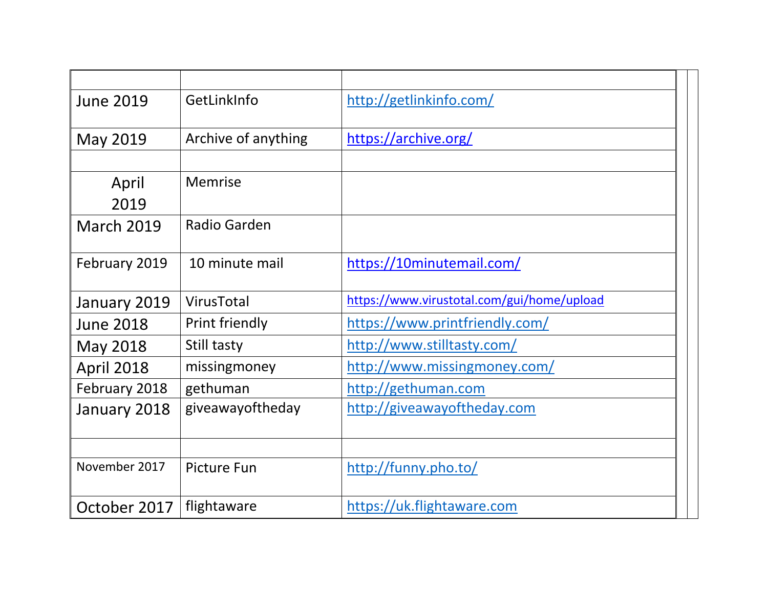| | | |
|---|---|---|
| June 2019 | GetLinkInfo | http://getlinkinfo.com/ |
| May 2019 | Archive of anything | https://archive.org/ |
| | | |
| April 2019 | Memrise | |
| March 2019 | Radio Garden | |
| February 2019 | 10 minute mail | https://10minutemail.com/ |
| January 2019 | VirusTotal | https://www.virustotal.com/gui/home/upload |
| June 2018 | Print friendly | https://www.printfriendly.com/ |
| May 2018 | Still tasty | http://www.stilltasty.com/ |
| April 2018 | missingmoney | http://www.missingmoney.com/ |
| February 2018 | gethuman | http://gethuman.com |
| January 2018 | giveawayoftheday | http://giveawayoftheday.com |
| | | |
| November 2017 | Picture Fun | http://funny.pho.to/ |
| October 2017 | flightaware | https://uk.flightaware.com |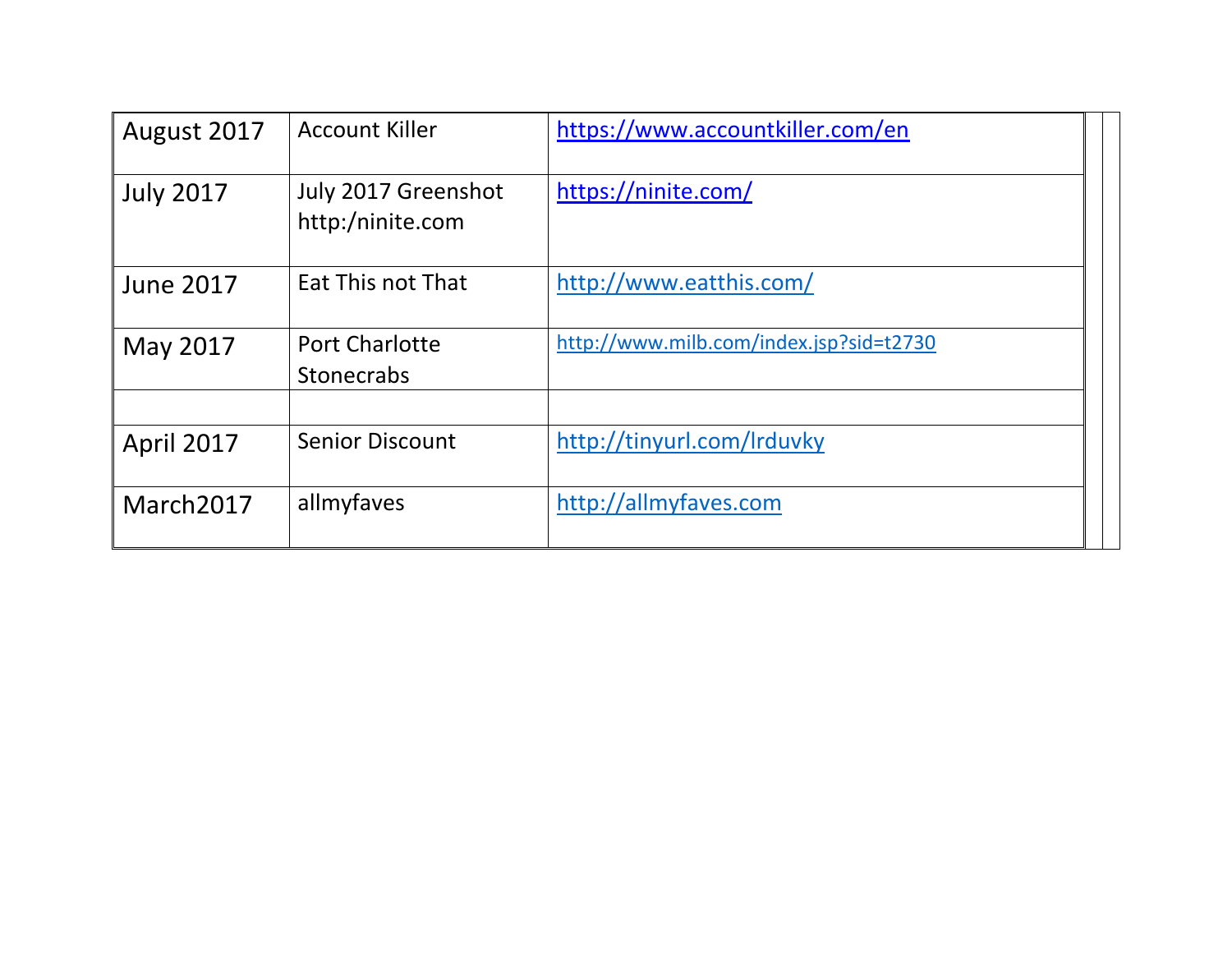| | | |
|---|---|---|
| August 2017 | Account Killer | https://www.accountkiller.com/en |
| July 2017 | July 2017 Greenshot http:/ninite.com | https://ninite.com/ |
| June 2017 | Eat This not That | http://www.eatthis.com/ |
| May 2017 | Port Charlotte Stonecrabs | http://www.milb.com/index.jsp?sid=t2730 |
| | | |
| April 2017 | Senior Discount | http://tinyurl.com/lrduvky |
| March2017 | allmyfaves | http://allmyfaves.com |